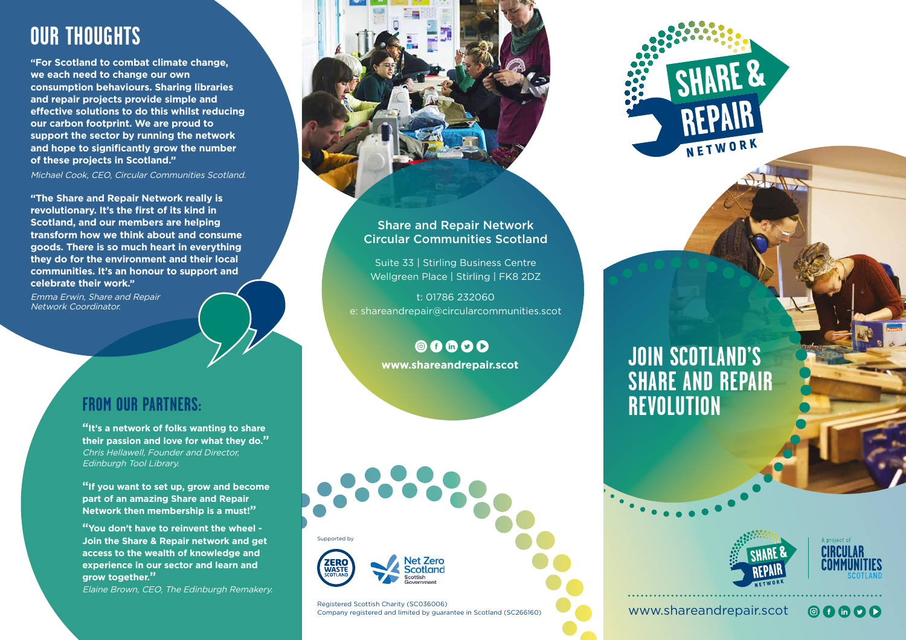# OUR THOUGHTS

**"For Scotland to combat climate change, we each need to change our own consumption behaviours. Sharing libraries and repair projects provide simple and effective solutions to do this whilst reducing our carbon footprint. We are proud to support the sector by running the network and hope to significantly grow the number of these projects in Scotland."**

*Michael Cook, CEO, Circular Communities Scotland.*

**"The Share and Repair Network really is revolutionary. It's the first of its kind in Scotland, and our members are helping transform how we think about and consume goods. There is so much heart in everything they do for the environment and their local communities. It's an honour to support and celebrate their work."**

*Emma Erwin, Share and Repair Network Coordinator.*

## FROM OUR PARTNERS:

**"It's a network of folks wanting to share their passion and love for what they do."**
*Chris Hellawell, Founder and Director, Edinburgh Tool Library.*

**"If you want to set up, grow and become part of an amazing Share and Repair Network then membership is a must!"**

**"You don't have to reinvent the wheel - Join the Share & Repair network and get access to the wealth of knowledge and experience in our sector and learn and grow together."**
*Elaine Brown, CEO, The Edinburgh Remakery.*

Share and Repair Network
Circular Communities Scotland

Suite 33 | Stirling Business Centre
Wellgreen Place | Stirling | FK8 2DZ

t: 01786 232060
e: shareandrepair@circularcommunities.scot

**www.shareandrepair.scot**

Supported by

Zero Waste Scotland | Net Zero Scotland, Scottish Government

Registered Scottish Charity (SC036006)
Company registered and limited by guarantee in Scotland (SC266160)

SHARE & REPAIR NETWORK

# JOIN SCOTLAND'S SHARE AND REPAIR REVOLUTION

A project of CIRCULAR COMMUNITIES SCOTLAND

www.shareandrepair.scot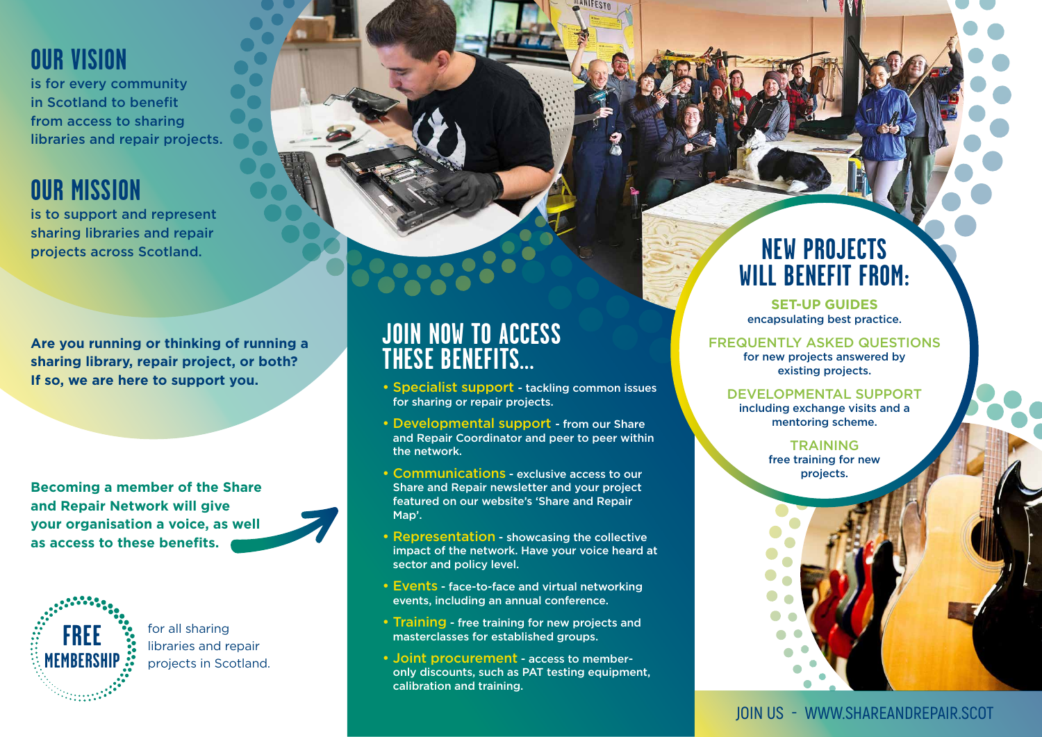## OUR VISION

is for every community in Scotland to benefit from access to sharing libraries and repair projects.

## OUR MISSION

is to support and represent sharing libraries and repair projects across Scotland.

**Are you running or thinking of running a sharing library, repair project, or both? If so, we are here to support you.**

**Becoming a member of the Share and Repair Network will give your organisation a voice, as well as access to these benefits.**

**FREE MEMBERSHIP** for all sharing libraries and repair projects in Scotland.

## JOIN NOW TO ACCESS THESE BENEFITS...

- **Specialist support** - tackling common issues for sharing or repair projects.
- **Developmental support** - from our Share and Repair Coordinator and peer to peer within the network.
- **Communications** - exclusive access to our Share and Repair newsletter and your project featured on our website's 'Share and Repair Map'.
- **Representation** - showcasing the collective impact of the network. Have your voice heard at sector and policy level.
- **Events** - face-to-face and virtual networking events, including an annual conference.
- **Training** - free training for new projects and masterclasses for established groups.
- **Joint procurement** - access to member-only discounts, such as PAT testing equipment, calibration and training.

## NEW PROJECTS WILL BENEFIT FROM:

**SET-UP GUIDES**
encapsulating best practice.

**FREQUENTLY ASKED QUESTIONS**
for new projects answered by existing projects.

**DEVELOPMENTAL SUPPORT**
including exchange visits and a mentoring scheme.

**TRAINING**
free training for new projects.

JOIN US - WWW.SHAREANDREPAIR.SCOT